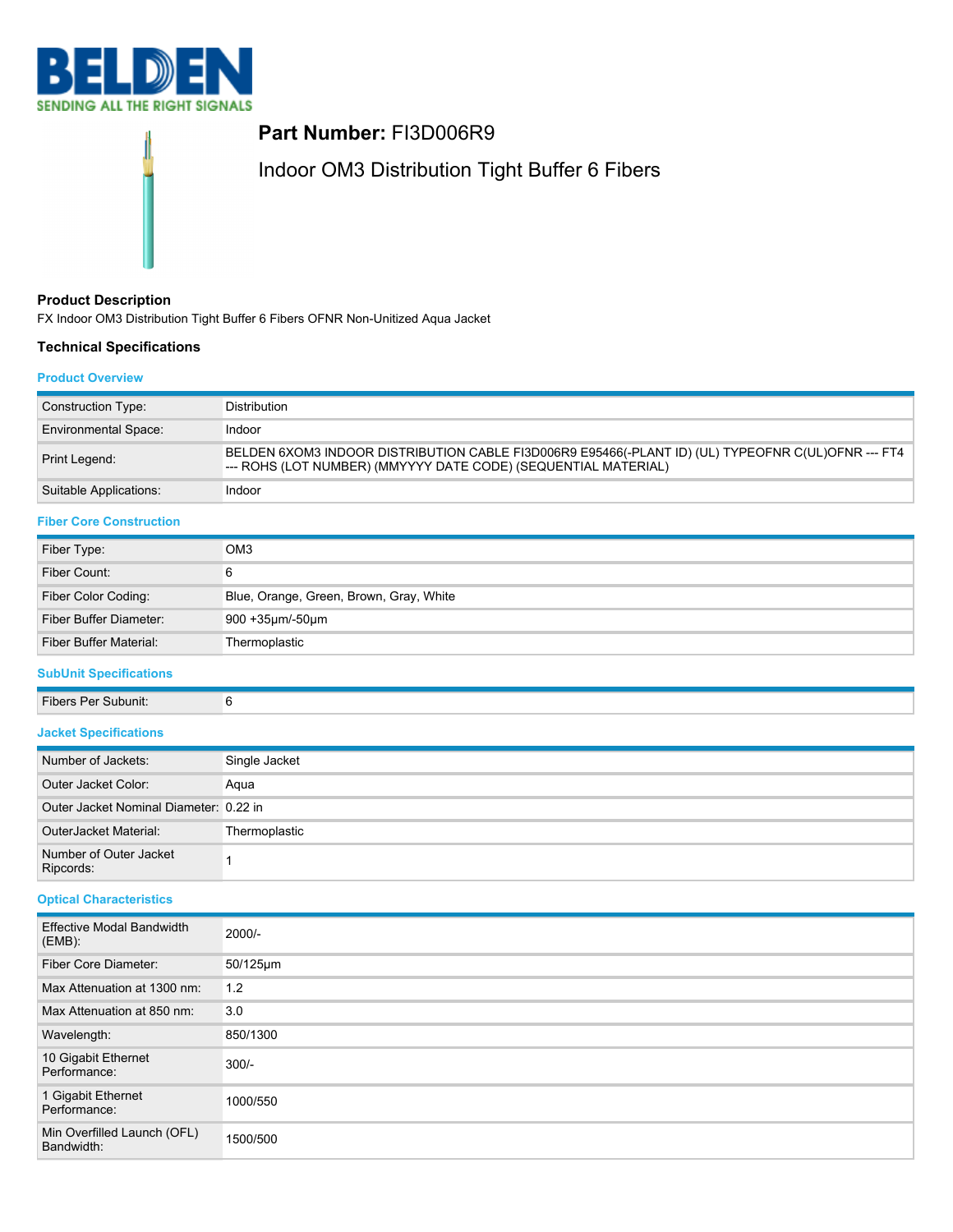**Part Number:** FI3D006R9

Indoor OM3 Distribution Tight Buffer 6 Fibers

## Product Description

FX Indoor OM3 Distribution Tight Buffer 6 Fibers OFNR Non-Unitized Aqua Jacket

## Technical Specifications

### Product Overview

| | |
|---|---|
| Construction Type: | Distribution |
| Environmental Space: | Indoor |
| Print Legend: | BELDEN 6XOM3 INDOOR DISTRIBUTION CABLE FI3D006R9 E95466(-PLANT ID) (UL) TYPEOFNR C(UL)OFNR --- FT4 --- ROHS (LOT NUMBER) (MMYYYY DATE CODE) (SEQUENTIAL MATERIAL) |
| Suitable Applications: | Indoor |

### Fiber Core Construction

| | |
|---|---|
| Fiber Type: | OM3 |
| Fiber Count: | 6 |
| Fiber Color Coding: | Blue, Orange, Green, Brown, Gray, White |
| Fiber Buffer Diameter: | 900 +35µm/-50µm |
| Fiber Buffer Material: | Thermoplastic |

### SubUnit Specifications

| | |
|---|---|
| Fibers Per Subunit: | 6 |

### Jacket Specifications

| | |
|---|---|
| Number of Jackets: | Single Jacket |
| Outer Jacket Color: | Aqua |
| Outer Jacket Nominal Diameter: | 0.22 in |
| OuterJacket Material: | Thermoplastic |
| Number of Outer Jacket Ripcords: | 1 |

### Optical Characteristics

| | |
|---|---|
| Effective Modal Bandwidth (EMB): | 2000/- |
| Fiber Core Diameter: | 50/125µm |
| Max Attenuation at 1300 nm: | 1.2 |
| Max Attenuation at 850 nm: | 3.0 |
| Wavelength: | 850/1300 |
| 10 Gigabit Ethernet Performance: | 300/- |
| 1 Gigabit Ethernet Performance: | 1000/550 |
| Min Overfilled Launch (OFL) Bandwidth: | 1500/500 |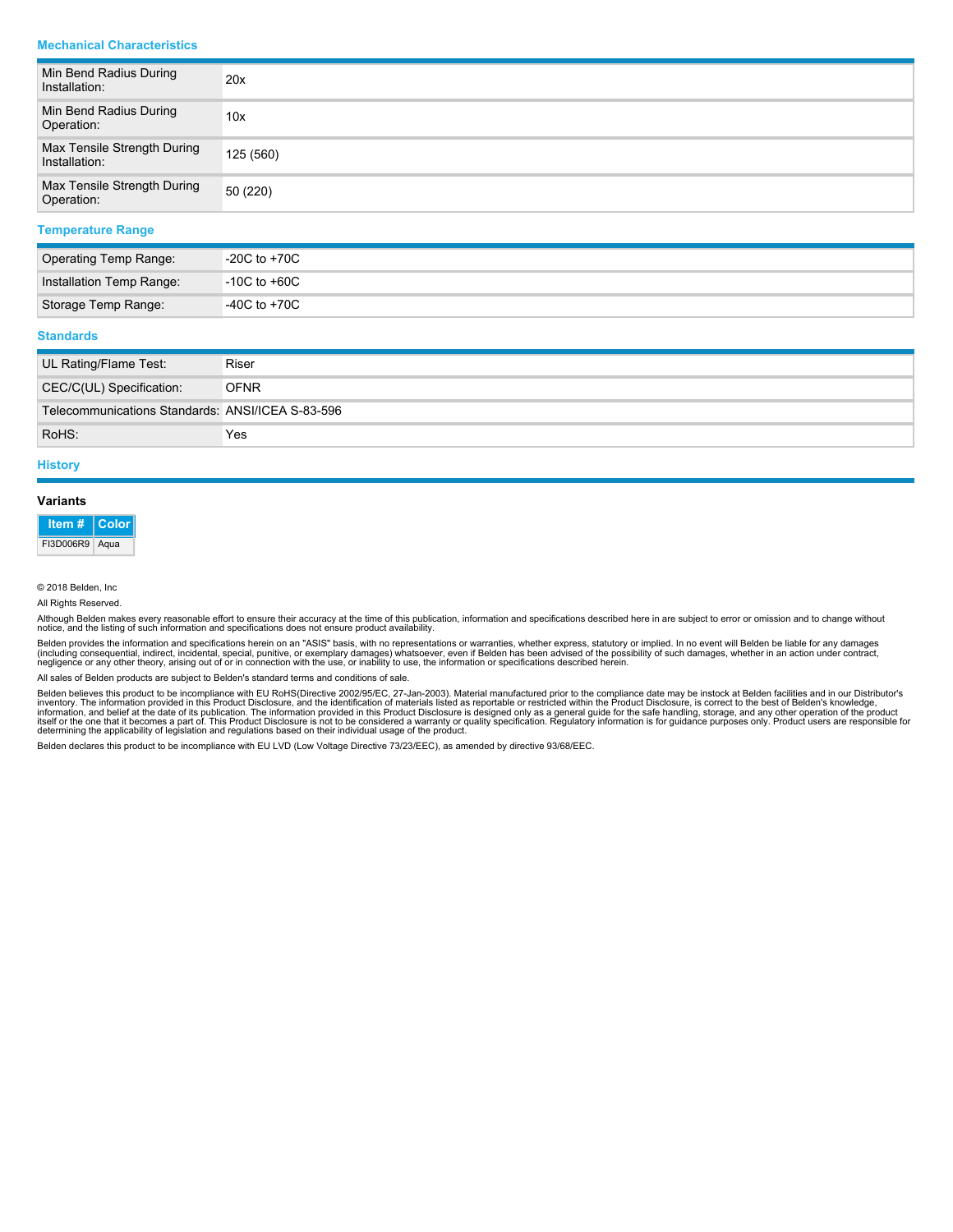## Mechanical Characteristics

| | |
|---|---|
| Min Bend Radius During Installation: | 20x |
| Min Bend Radius During Operation: | 10x |
| Max Tensile Strength During Installation: | 125 (560) |
| Max Tensile Strength During Operation: | 50 (220) |

## Temperature Range

| | |
|---|---|
| Operating Temp Range: | -20C to +70C |
| Installation Temp Range: | -10C to +60C |
| Storage Temp Range: | -40C to +70C |

## Standards

| | |
|---|---|
| UL Rating/Flame Test: | Riser |
| CEC/C(UL) Specification: | OFNR |
| Telecommunications Standards: | ANSI/ICEA S-83-596 |
| RoHS: | Yes |

## History

### Variants

| Item # | Color |
|---|---|
| FI3D006R9 | Aqua |

© 2018 Belden, Inc

All Rights Reserved.

Although Belden makes every reasonable effort to ensure their accuracy at the time of this publication, information and specifications described here in are subject to error or omission and to change without notice, and the listing of such information and specifications does not ensure product availability.

Belden provides the information and specifications herein on an "ASIS" basis, with no representations or warranties, whether express, statutory or implied. In no event will Belden be liable for any damages (including consequential, indirect, incidental, special, punitive, or exemplary damages) whatsoever, even if Belden has been advised of the possibility of such damages, whether in an action under contract, negligence or any other theory, arising out of or in connection with the use, or inability to use, the information or specifications described herein.

All sales of Belden products are subject to Belden's standard terms and conditions of sale.

Belden believes this product to be incompliance with EU RoHS(Directive 2002/95/EC, 27-Jan-2003). Material manufactured prior to the compliance date may be instock at Belden facilities and in our Distributor's inventory. The information provided in this Product Disclosure, and the identification of materials listed as reportable or restricted within the Product Disclosure, is correct to the best of Belden's knowledge, information, and belief at the date of its publication. The information provided in this Product Disclosure is designed only as a general guide for the safe handling, storage, and any other operation of the product itself or the one that it becomes a part of. This Product Disclosure is not to be considered a warranty or quality specification. Regulatory information is for guidance purposes only. Product users are responsible for determining the applicability of legislation and regulations based on their individual usage of the product.

Belden declares this product to be incompliance with EU LVD (Low Voltage Directive 73/23/EEC), as amended by directive 93/68/EEC.